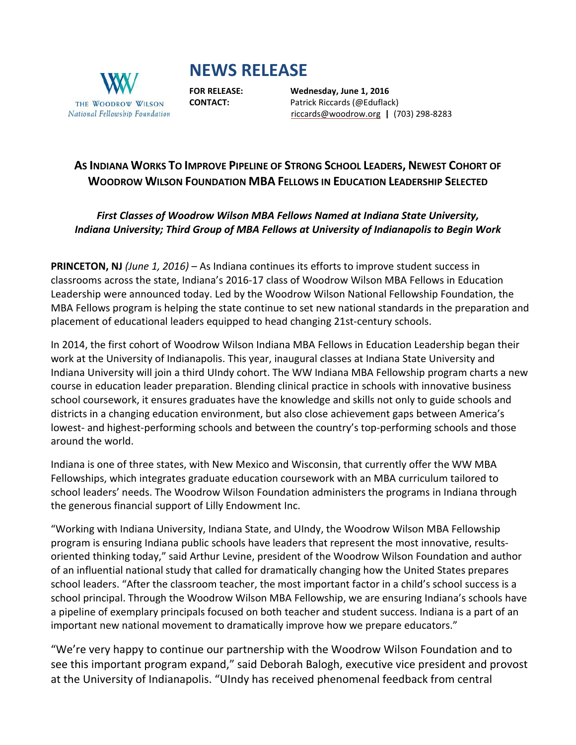THE WOODROW WILSON
*National Fellowship Foundation*

# NEWS RELEASE

**FOR RELEASE:** **Wednesday, June 1, 2016**
**CONTACT:** Patrick Riccards (@Eduflack)
riccards@woodrow.org | (703) 298-8283

## AS INDIANA WORKS TO IMPROVE PIPELINE OF STRONG SCHOOL LEADERS, NEWEST COHORT OF WOODROW WILSON FOUNDATION MBA FELLOWS IN EDUCATION LEADERSHIP SELECTED

***First Classes of Woodrow Wilson MBA Fellows Named at Indiana State University, Indiana University; Third Group of MBA Fellows at University of Indianapolis to Begin Work***

**PRINCETON, NJ** *(June 1, 2016)* – As Indiana continues its efforts to improve student success in classrooms across the state, Indiana's 2016-17 class of Woodrow Wilson MBA Fellows in Education Leadership were announced today. Led by the Woodrow Wilson National Fellowship Foundation, the MBA Fellows program is helping the state continue to set new national standards in the preparation and placement of educational leaders equipped to head changing 21st-century schools.

In 2014, the first cohort of Woodrow Wilson Indiana MBA Fellows in Education Leadership began their work at the University of Indianapolis. This year, inaugural classes at Indiana State University and Indiana University will join a third UIndy cohort. The WW Indiana MBA Fellowship program charts a new course in education leader preparation. Blending clinical practice in schools with innovative business school coursework, it ensures graduates have the knowledge and skills not only to guide schools and districts in a changing education environment, but also close achievement gaps between America's lowest- and highest-performing schools and between the country's top-performing schools and those around the world.

Indiana is one of three states, with New Mexico and Wisconsin, that currently offer the WW MBA Fellowships, which integrates graduate education coursework with an MBA curriculum tailored to school leaders' needs. The Woodrow Wilson Foundation administers the programs in Indiana through the generous financial support of Lilly Endowment Inc.

"Working with Indiana University, Indiana State, and UIndy, the Woodrow Wilson MBA Fellowship program is ensuring Indiana public schools have leaders that represent the most innovative, results-oriented thinking today," said Arthur Levine, president of the Woodrow Wilson Foundation and author of an influential national study that called for dramatically changing how the United States prepares school leaders. "After the classroom teacher, the most important factor in a child's school success is a school principal. Through the Woodrow Wilson MBA Fellowship, we are ensuring Indiana's schools have a pipeline of exemplary principals focused on both teacher and student success. Indiana is a part of an important new national movement to dramatically improve how we prepare educators."

"We're very happy to continue our partnership with the Woodrow Wilson Foundation and to see this important program expand," said Deborah Balogh, executive vice president and provost at the University of Indianapolis. "UIndy has received phenomenal feedback from central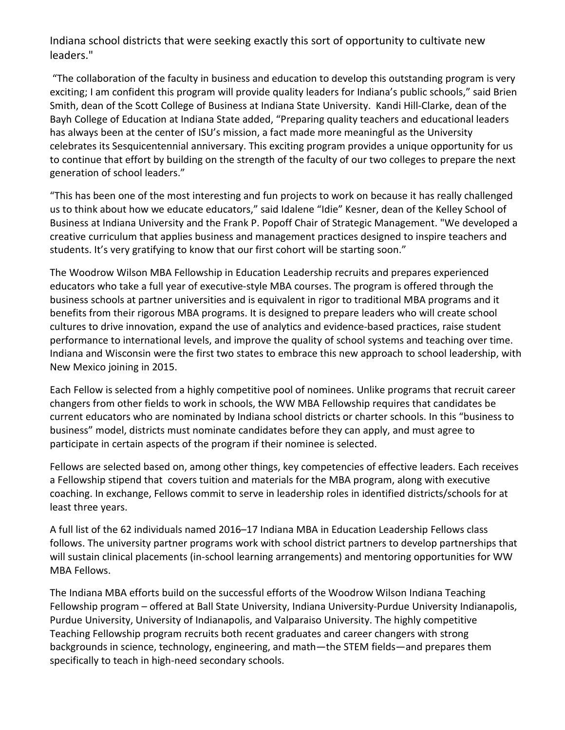Indiana school districts that were seeking exactly this sort of opportunity to cultivate new leaders."

"The collaboration of the faculty in business and education to develop this outstanding program is very exciting; I am confident this program will provide quality leaders for Indiana's public schools," said Brien Smith, dean of the Scott College of Business at Indiana State University. Kandi Hill-Clarke, dean of the Bayh College of Education at Indiana State added, "Preparing quality teachers and educational leaders has always been at the center of ISU's mission, a fact made more meaningful as the University celebrates its Sesquicentennial anniversary. This exciting program provides a unique opportunity for us to continue that effort by building on the strength of the faculty of our two colleges to prepare the next generation of school leaders."

"This has been one of the most interesting and fun projects to work on because it has really challenged us to think about how we educate educators," said Idalene "Idie" Kesner, dean of the Kelley School of Business at Indiana University and the Frank P. Popoff Chair of Strategic Management. "We developed a creative curriculum that applies business and management practices designed to inspire teachers and students. It's very gratifying to know that our first cohort will be starting soon."

The Woodrow Wilson MBA Fellowship in Education Leadership recruits and prepares experienced educators who take a full year of executive-style MBA courses. The program is offered through the business schools at partner universities and is equivalent in rigor to traditional MBA programs and it benefits from their rigorous MBA programs. It is designed to prepare leaders who will create school cultures to drive innovation, expand the use of analytics and evidence-based practices, raise student performance to international levels, and improve the quality of school systems and teaching over time. Indiana and Wisconsin were the first two states to embrace this new approach to school leadership, with New Mexico joining in 2015.

Each Fellow is selected from a highly competitive pool of nominees. Unlike programs that recruit career changers from other fields to work in schools, the WW MBA Fellowship requires that candidates be current educators who are nominated by Indiana school districts or charter schools. In this "business to business" model, districts must nominate candidates before they can apply, and must agree to participate in certain aspects of the program if their nominee is selected.

Fellows are selected based on, among other things, key competencies of effective leaders. Each receives a Fellowship stipend that covers tuition and materials for the MBA program, along with executive coaching. In exchange, Fellows commit to serve in leadership roles in identified districts/schools for at least three years.

A full list of the 62 individuals named 2016–17 Indiana MBA in Education Leadership Fellows class follows. The university partner programs work with school district partners to develop partnerships that will sustain clinical placements (in-school learning arrangements) and mentoring opportunities for WW MBA Fellows.

The Indiana MBA efforts build on the successful efforts of the Woodrow Wilson Indiana Teaching Fellowship program – offered at Ball State University, Indiana University-Purdue University Indianapolis, Purdue University, University of Indianapolis, and Valparaiso University. The highly competitive Teaching Fellowship program recruits both recent graduates and career changers with strong backgrounds in science, technology, engineering, and math—the STEM fields—and prepares them specifically to teach in high-need secondary schools.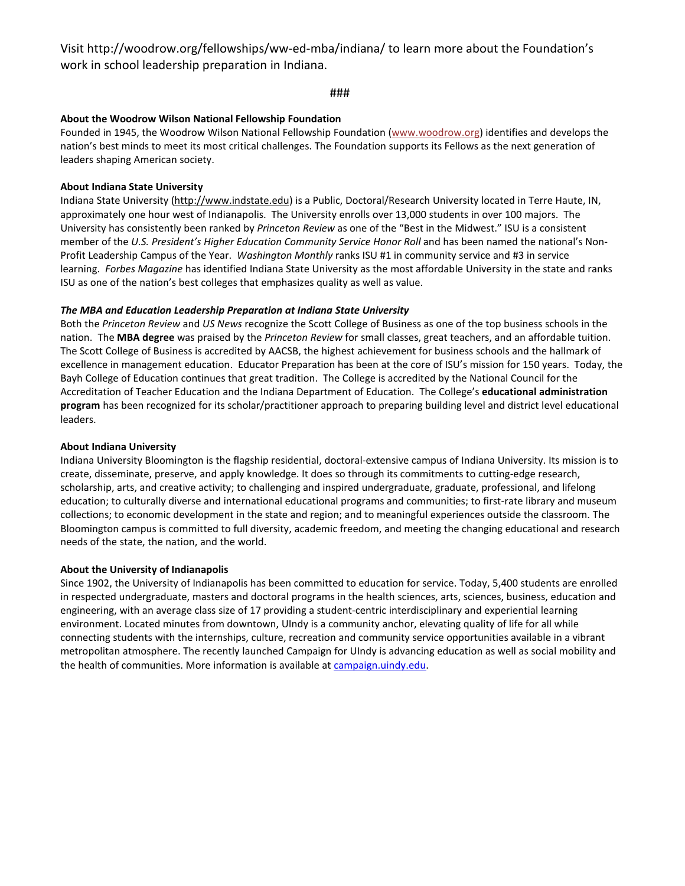Visit http://woodrow.org/fellowships/ww-ed-mba/indiana/ to learn more about the Foundation's work in school leadership preparation in Indiana.

###

**About the Woodrow Wilson National Fellowship Foundation**
Founded in 1945, the Woodrow Wilson National Fellowship Foundation (www.woodrow.org) identifies and develops the nation's best minds to meet its most critical challenges. The Foundation supports its Fellows as the next generation of leaders shaping American society.

**About Indiana State University**
Indiana State University (http://www.indstate.edu) is a Public, Doctoral/Research University located in Terre Haute, IN, approximately one hour west of Indianapolis. The University enrolls over 13,000 students in over 100 majors. The University has consistently been ranked by *Princeton Review* as one of the "Best in the Midwest." ISU is a consistent member of the *U.S. President's Higher Education Community Service Honor Roll* and has been named the national's Non-Profit Leadership Campus of the Year. *Washington Monthly* ranks ISU #1 in community service and #3 in service learning. *Forbes Magazine* has identified Indiana State University as the most affordable University in the state and ranks ISU as one of the nation's best colleges that emphasizes quality as well as value.

***The MBA and Education Leadership Preparation at Indiana State University***
Both the *Princeton Review* and *US News* recognize the Scott College of Business as one of the top business schools in the nation. The **MBA degree** was praised by the *Princeton Review* for small classes, great teachers, and an affordable tuition. The Scott College of Business is accredited by AACSB, the highest achievement for business schools and the hallmark of excellence in management education. Educator Preparation has been at the core of ISU's mission for 150 years. Today, the Bayh College of Education continues that great tradition. The College is accredited by the National Council for the Accreditation of Teacher Education and the Indiana Department of Education. The College's **educational administration program** has been recognized for its scholar/practitioner approach to preparing building level and district level educational leaders.

**About Indiana University**
Indiana University Bloomington is the flagship residential, doctoral-extensive campus of Indiana University. Its mission is to create, disseminate, preserve, and apply knowledge. It does so through its commitments to cutting-edge research, scholarship, arts, and creative activity; to challenging and inspired undergraduate, graduate, professional, and lifelong education; to culturally diverse and international educational programs and communities; to first-rate library and museum collections; to economic development in the state and region; and to meaningful experiences outside the classroom. The Bloomington campus is committed to full diversity, academic freedom, and meeting the changing educational and research needs of the state, the nation, and the world.

**About the University of Indianapolis**
Since 1902, the University of Indianapolis has been committed to education for service. Today, 5,400 students are enrolled in respected undergraduate, masters and doctoral programs in the health sciences, arts, sciences, business, education and engineering, with an average class size of 17 providing a student-centric interdisciplinary and experiential learning environment. Located minutes from downtown, UIndy is a community anchor, elevating quality of life for all while connecting students with the internships, culture, recreation and community service opportunities available in a vibrant metropolitan atmosphere. The recently launched Campaign for UIndy is advancing education as well as social mobility and the health of communities. More information is available at campaign.uindy.edu.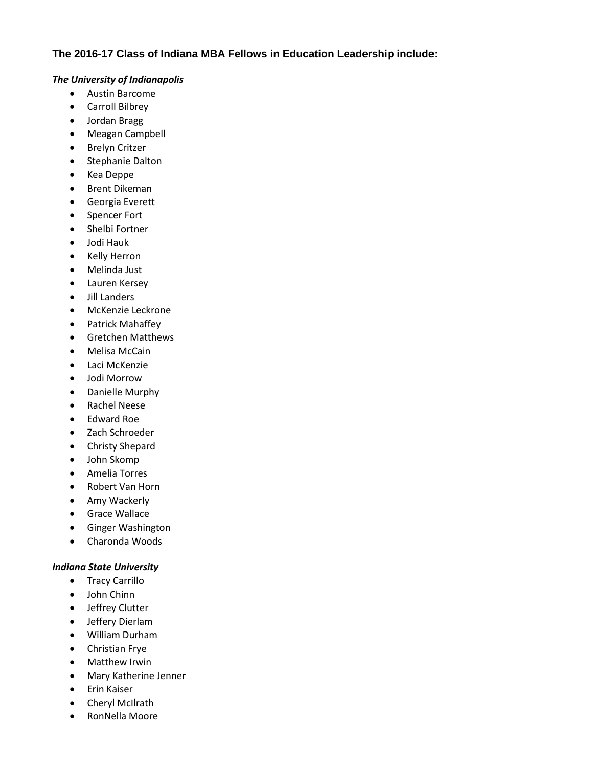**The 2016-17 Class of Indiana MBA Fellows in Education Leadership include:**

***The University of Indianapolis***

- Austin Barcome
- Carroll Bilbrey
- Jordan Bragg
- Meagan Campbell
- Brelyn Critzer
- Stephanie Dalton
- Kea Deppe
- Brent Dikeman
- Georgia Everett
- Spencer Fort
- Shelbi Fortner
- Jodi Hauk
- Kelly Herron
- Melinda Just
- Lauren Kersey
- Jill Landers
- McKenzie Leckrone
- Patrick Mahaffey
- Gretchen Matthews
- Melisa McCain
- Laci McKenzie
- Jodi Morrow
- Danielle Murphy
- Rachel Neese
- Edward Roe
- Zach Schroeder
- Christy Shepard
- John Skomp
- Amelia Torres
- Robert Van Horn
- Amy Wackerly
- Grace Wallace
- Ginger Washington
- Charonda Woods

***Indiana State University***

- Tracy Carrillo
- John Chinn
- Jeffrey Clutter
- Jeffery Dierlam
- William Durham
- Christian Frye
- Matthew Irwin
- Mary Katherine Jenner
- Erin Kaiser
- Cheryl McIlrath
- RonNella Moore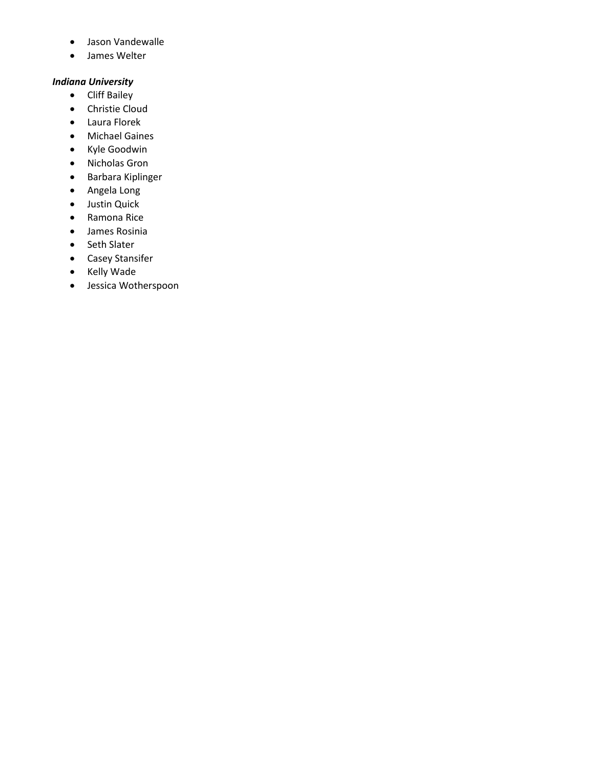- Jason Vandewalle
- James Welter

***Indiana University***

- Cliff Bailey
- Christie Cloud
- Laura Florek
- Michael Gaines
- Kyle Goodwin
- Nicholas Gron
- Barbara Kiplinger
- Angela Long
- Justin Quick
- Ramona Rice
- James Rosinia
- Seth Slater
- Casey Stansifer
- Kelly Wade
- Jessica Wotherspoon